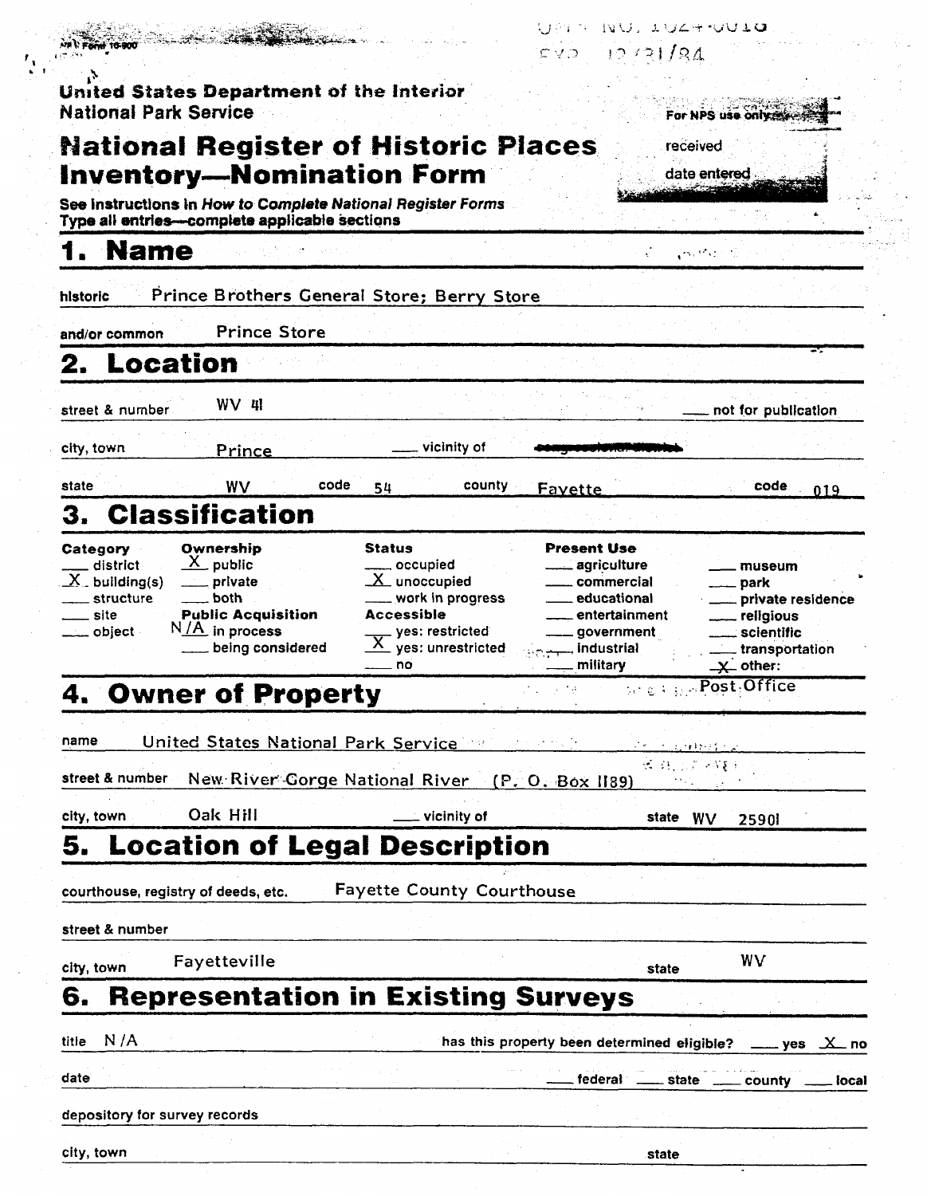NPS Form 10-900

OMB NO. 1024-0018
EXP. 12/31/84

United States Department of the Interior
National Park Service

For NPS use only
received
date entered

# National Register of Historic Places Inventory—Nomination Form

See instructions in *How to Complete National Register Forms*
Type all entries—complete applicable sections

## 1. Name

historic Prince Brothers General Store; Berry Store

and/or common Prince Store

## 2. Location

street & number WV 41 ___ not for publication

city, town Prince ___ vicinity of

state WV code 54 county Fayette code 019

## 3. Classification

| Category | Ownership | Status | Present Use | |
|---|---|---|---|---|
| ___ district | X public | ___ occupied | ___ agriculture | ___ museum |
| X building(s) | ___ private | X unoccupied | ___ commercial | ___ park |
| ___ structure | ___ both | ___ work in progress | ___ educational | ___ private residence |
| ___ site | **Public Acquisition** | **Accessible** | ___ entertainment | ___ religious |
| ___ object | N/A in process | ___ yes: restricted | ___ government | ___ scientific |
| | ___ being considered | X yes: unrestricted | ___ industrial | ___ transportation |
| | | ___ no | ___ military | X other: Post Office |

## 4. Owner of Property

name United States National Park Service

street & number New River Gorge National River (P. O. Box 1189)

city, town Oak Hill ___ vicinity of state WV 25901

## 5. Location of Legal Description

courthouse, registry of deeds, etc. Fayette County Courthouse

street & number

city, town Fayetteville state WV

## 6. Representation in Existing Surveys

title N/A has this property been determined eligible? ___ yes X no

date ___ federal ___ state ___ county ___ local

depository for survey records

city, town state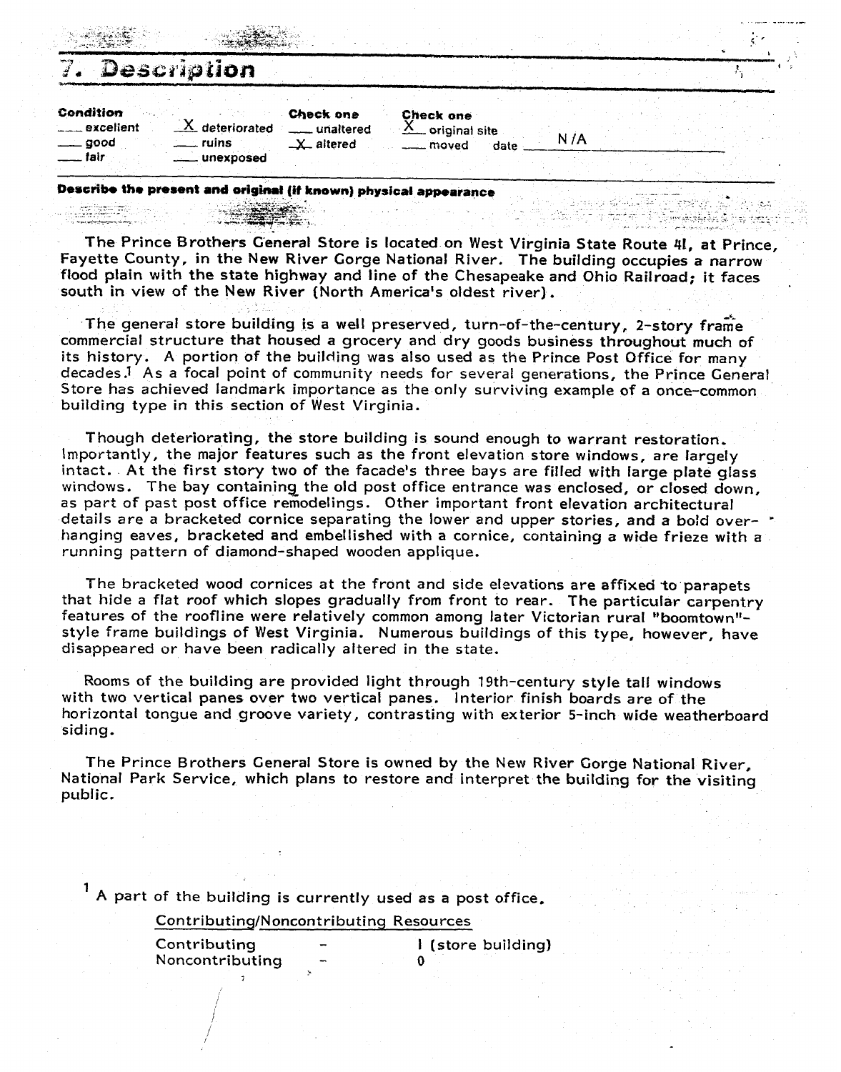# 7. Description

| Condition | | Check one | Check one |
|---|---|---|---|
| ___ excellent | X deteriorated | ___ unaltered | X original site |
| ___ good | ___ ruins | X altered | ___ moved date N/A |
| ___ fair | ___ unexposed | | |

**Describe the present and original (if known) physical appearance**

The Prince Brothers General Store is located on West Virginia State Route 41, at Prince, Fayette County, in the New River Gorge National River. The building occupies a narrow flood plain with the state highway and line of the Chesapeake and Ohio Railroad; it faces south in view of the New River (North America's oldest river).

The general store building is a well preserved, turn-of-the-century, 2-story frame commercial structure that housed a grocery and dry goods business throughout much of its history. A portion of the building was also used as the Prince Post Office for many decades.[1] As a focal point of community needs for several generations, the Prince General Store has achieved landmark importance as the only surviving example of a once-common building type in this section of West Virginia.

Though deteriorating, the store building is sound enough to warrant restoration. Importantly, the major features such as the front elevation store windows, are largely intact. At the first story two of the facade's three bays are filled with large plate glass windows. The bay containing the old post office entrance was enclosed, or closed down, as part of past post office remodelings. Other important front elevation architectural details are a bracketed cornice separating the lower and upper stories, and a bold overhanging eaves, bracketed and embellished with a cornice, containing a wide frieze with a running pattern of diamond-shaped wooden applique.

The bracketed wood cornices at the front and side elevations are affixed to parapets that hide a flat roof which slopes gradually from front to rear. The particular carpentry features of the roofline were relatively common among later Victorian rural "boomtown"-style frame buildings of West Virginia. Numerous buildings of this type, however, have disappeared or have been radically altered in the state.

Rooms of the building are provided light through 19th-century style tall windows with two vertical panes over two vertical panes. Interior finish boards are of the horizontal tongue and groove variety, contrasting with exterior 5-inch wide weatherboard siding.

The Prince Brothers General Store is owned by the New River Gorge National River, National Park Service, which plans to restore and interpret the building for the visiting public.

[1] A part of the building is currently used as a post office.

Contributing/Noncontributing Resources

| | | |
|---|---|---|
| Contributing | - | 1 (store building) |
| Noncontributing | - | 0 |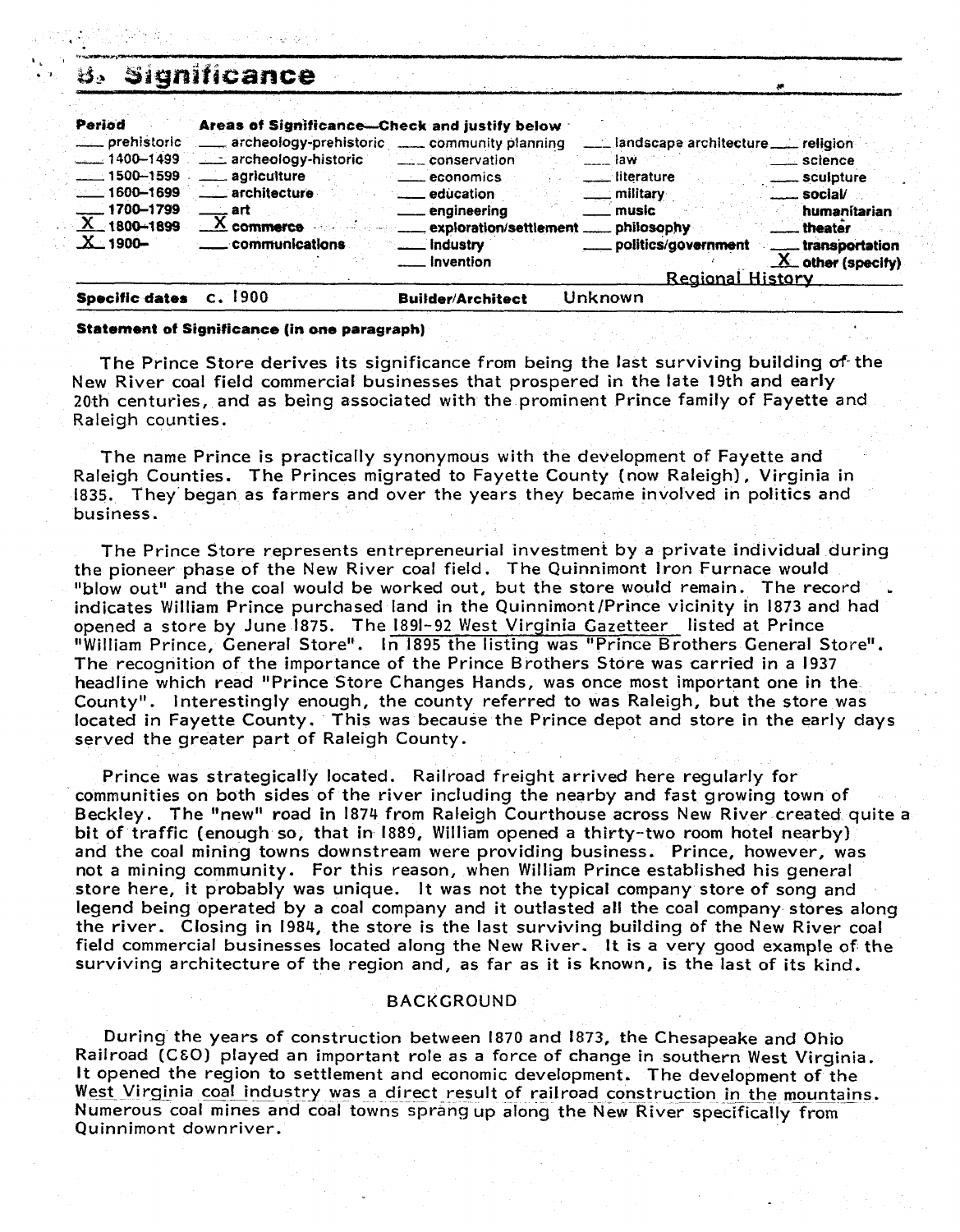# 8. Significance

| Period | Areas of Significance—Check and justify below | | | |
|---|---|---|---|---|
| ___ prehistoric | ___ archeology-prehistoric | ___ community planning | ___ landscape architecture | ___ religion |
| ___ 1400–1499 | ___ archeology-historic | ___ conservation | ___ law | ___ science |
| ___ 1500–1599 | ___ agriculture | ___ economics | ___ literature | ___ sculpture |
| ___ 1600–1699 | ___ architecture | ___ education | ___ military | ___ social/humanitarian |
| ___ 1700–1799 | ___ art | ___ engineering | ___ music | ___ theater |
| X 1800–1899 | X commerce | ___ exploration/settlement | ___ philosophy | ___ transportation |
| X 1900– | ___ communications | ___ industry | ___ politics/government | X other (specify) |
| | | ___ invention | | Regional History |

**Specific dates** c. 1900 **Builder/Architect** Unknown

**Statement of Significance (in one paragraph)**

The Prince Store derives its significance from being the last surviving building of the New River coal field commercial businesses that prospered in the late 19th and early 20th centuries, and as being associated with the prominent Prince family of Fayette and Raleigh counties.

The name Prince is practically synonymous with the development of Fayette and Raleigh Counties. The Princes migrated to Fayette County (now Raleigh), Virginia in 1835. They began as farmers and over the years they became involved in politics and business.

The Prince Store represents entrepreneurial investment by a private individual during the pioneer phase of the New River coal field. The Quinnimont Iron Furnace would "blow out" and the coal would be worked out, but the store would remain. The record indicates William Prince purchased land in the Quinnimont/Prince vicinity in 1873 and had opened a store by June 1875. The 1891-92 West Virginia Gazetteer listed at Prince "William Prince, General Store". In 1895 the listing was "Prince Brothers General Store". The recognition of the importance of the Prince Brothers Store was carried in a 1937 headline which read "Prince Store Changes Hands, was once most important one in the County". Interestingly enough, the county referred to was Raleigh, but the store was located in Fayette County. This was because the Prince depot and store in the early days served the greater part of Raleigh County.

Prince was strategically located. Railroad freight arrived here regularly for communities on both sides of the river including the nearby and fast growing town of Beckley. The "new" road in 1874 from Raleigh Courthouse across New River created quite a bit of traffic (enough so, that in 1889, William opened a thirty-two room hotel nearby) and the coal mining towns downstream were providing business. Prince, however, was not a mining community. For this reason, when William Prince established his general store here, it probably was unique. It was not the typical company store of song and legend being operated by a coal company and it outlasted all the coal company stores along the river. Closing in 1984, the store is the last surviving building of the New River coal field commercial businesses located along the New River. It is a very good example of the surviving architecture of the region and, as far as it is known, is the last of its kind.

## BACKGROUND

During the years of construction between 1870 and 1873, the Chesapeake and Ohio Railroad (C&O) played an important role as a force of change in southern West Virginia. It opened the region to settlement and economic development. The development of the West Virginia coal industry was a direct result of railroad construction in the mountains. Numerous coal mines and coal towns sprang up along the New River specifically from Quinnimont downriver.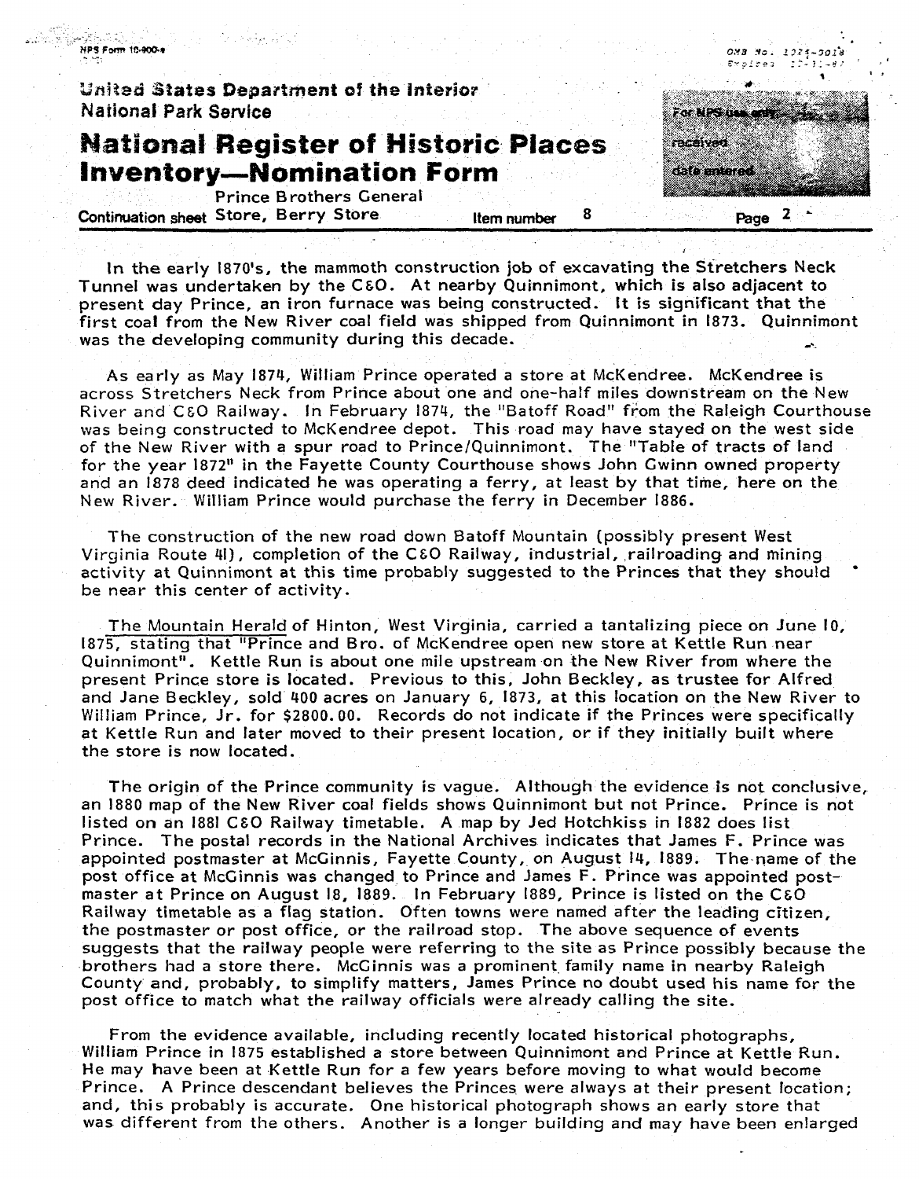In the early 1870's, the mammoth construction job of excavating the Stretchers Neck Tunnel was undertaken by the C&O. At nearby Quinnimont, which is also adjacent to present day Prince, an iron furnace was being constructed. It is significant that the first coal from the New River coal field was shipped from Quinnimont in 1873. Quinnimont was the developing community during this decade.

As early as May 1874, William Prince operated a store at McKendree. McKendree is across Stretchers Neck from Prince about one and one-half miles downstream on the New River and C&O Railway. In February 1874, the "Batoff Road" from the Raleigh Courthouse was being constructed to McKendree depot. This road may have stayed on the west side of the New River with a spur road to Prince/Quinnimont. The "Table of tracts of land for the year 1872" in the Fayette County Courthouse shows John Gwinn owned property and an 1878 deed indicated he was operating a ferry, at least by that time, here on the New River. William Prince would purchase the ferry in December 1886.

The construction of the new road down Batoff Mountain (possibly present West Virginia Route 41), completion of the C&O Railway, industrial, railroading and mining activity at Quinnimont at this time probably suggested to the Princes that they should be near this center of activity.

The Mountain Herald of Hinton, West Virginia, carried a tantalizing piece on June 10, 1875, stating that "Prince and Bro. of McKendree open new store at Kettle Run near Quinnimont". Kettle Run is about one mile upstream on the New River from where the present Prince store is located. Previous to this, John Beckley, as trustee for Alfred and Jane Beckley, sold 400 acres on January 6, 1873, at this location on the New River to William Prince, Jr. for $2800.00. Records do not indicate if the Princes were specifically at Kettle Run and later moved to their present location, or if they initially built where the store is now located.

The origin of the Prince community is vague. Although the evidence is not conclusive, an 1880 map of the New River coal fields shows Quinnimont but not Prince. Prince is not listed on an 1881 C&O Railway timetable. A map by Jed Hotchkiss in 1882 does list Prince. The postal records in the National Archives indicates that James F. Prince was appointed postmaster at McGinnis, Fayette County, on August 14, 1889. The name of the post office at McGinnis was changed to Prince and James F. Prince was appointed postmaster at Prince on August 18, 1889. In February 1889, Prince is listed on the C&O Railway timetable as a flag station. Often towns were named after the leading citizen, the postmaster or post office, or the railroad stop. The above sequence of events suggests that the railway people were referring to the site as Prince possibly because the brothers had a store there. McGinnis was a prominent family name in nearby Raleigh County and, probably, to simplify matters, James Prince no doubt used his name for the post office to match what the railway officials were already calling the site.

From the evidence available, including recently located historical photographs, William Prince in 1875 established a store between Quinnimont and Prince at Kettle Run. He may have been at Kettle Run for a few years before moving to what would become Prince. A Prince descendant believes the Princes were always at their present location; and, this probably is accurate. One historical photograph shows an early store that was different from the others. Another is a longer building and may have been enlarged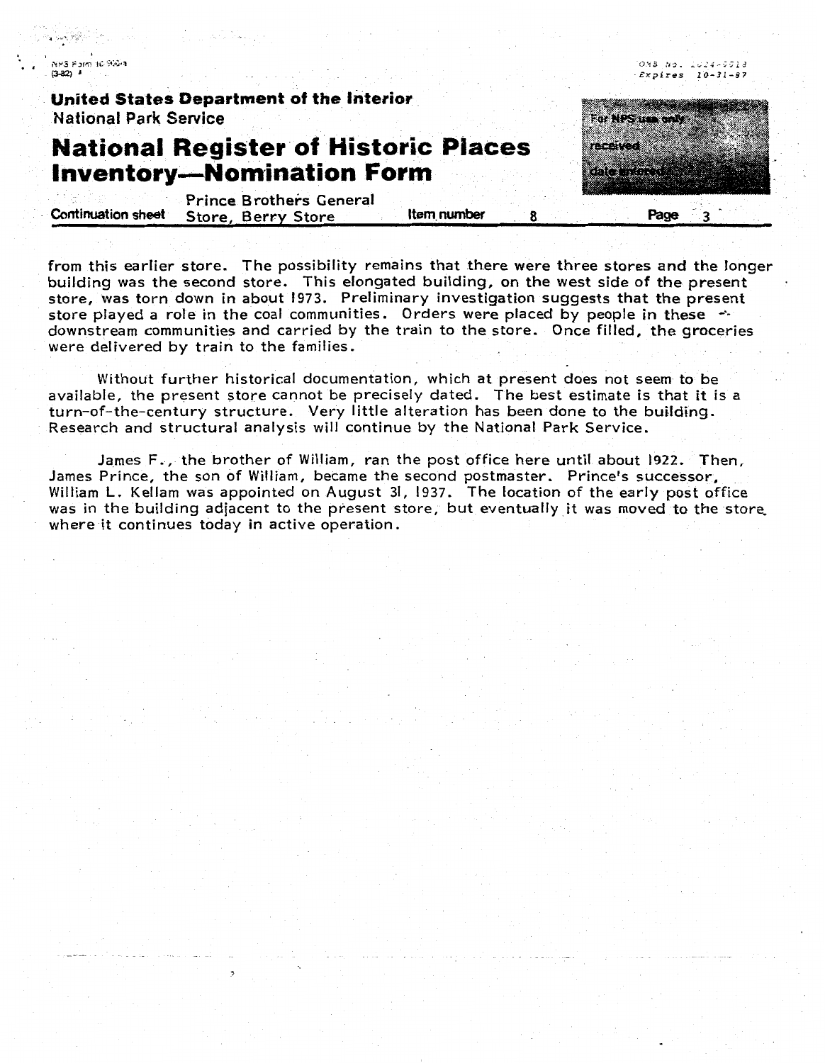from this earlier store. The possibility remains that there were three stores and the longer building was the second store. This elongated building, on the west side of the present store, was torn down in about 1973. Preliminary investigation suggests that the present store played a role in the coal communities. Orders were placed by people in these downstream communities and carried by the train to the store. Once filled, the groceries were delivered by train to the families.

Without further historical documentation, which at present does not seem to be available, the present store cannot be precisely dated. The best estimate is that it is a turn-of-the-century structure. Very little alteration has been done to the building. Research and structural analysis will continue by the National Park Service.

James F., the brother of William, ran the post office here until about 1922. Then, James Prince, the son of William, became the second postmaster. Prince's successor, William L. Kellam was appointed on August 31, 1937. The location of the early post office was in the building adjacent to the present store, but eventually it was moved to the store where it continues today in active operation.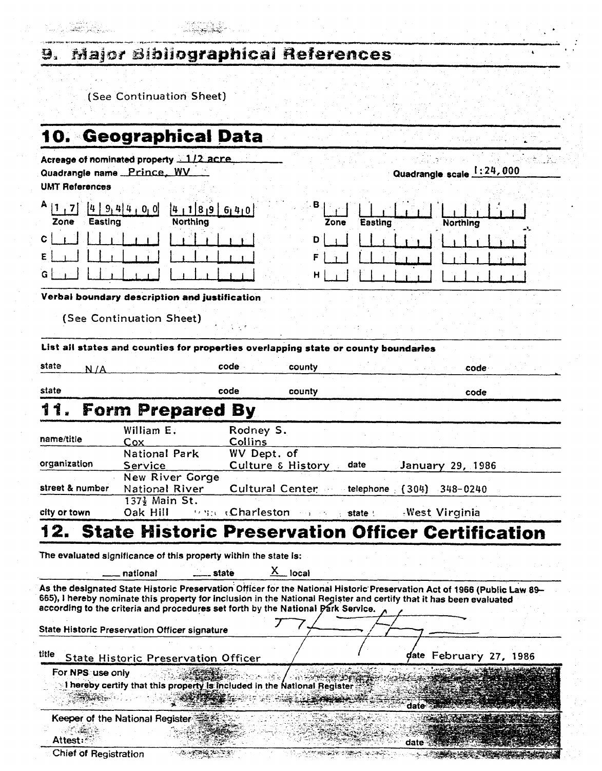## 9. Major Bibliographical References

(See Continuation Sheet)

## 10. Geographical Data

Acreage of nominated property 1/2 acre

Quadrangle name Prince, WV

Quadrangle scale 1:24,000

UMT References

| | Zone | Easting | Northing |
|---|---|---|---|
| A | 17 | 494400 | 4189640 |
| B | | | |
| C | | | |
| D | | | |
| E | | | |
| F | | | |
| G | | | |
| H | | | |

**Verbal boundary description and justification**

(See Continuation Sheet)

**List all states and counties for properties overlapping state or county boundaries**

| state | code | county | code |
|---|---|---|---|
| N/A | | | |
| | | | |

## 11. Form Prepared By

| | | | | |
|---|---|---|---|---|
| name/title | William E. Cox | Rodney S. Collins | | |
| organization | National Park Service | WV Dept. of Culture & History | date | January 29, 1986 |
| street & number | New River Gorge National River | Cultural Center | telephone | (304) 348-0240 |
| city or town | 137½ Main St. Oak Hill | Charleston | state | West Virginia |

## 12. State Historic Preservation Officer Certification

The evaluated significance of this property within the state is:

___ national ___ state X local

As the designated State Historic Preservation Officer for the National Historic Preservation Act of 1966 (Public Law 89-665), I hereby nominate this property for inclusion in the National Register and certify that it has been evaluated according to the criteria and procedures set forth by the National Park Service.

State Historic Preservation Officer signature

title State Historic Preservation Officer date February 27, 1986

For NPS use only

I hereby certify that this property is included in the National Register

date

Keeper of the National Register

Attest: date

Chief of Registration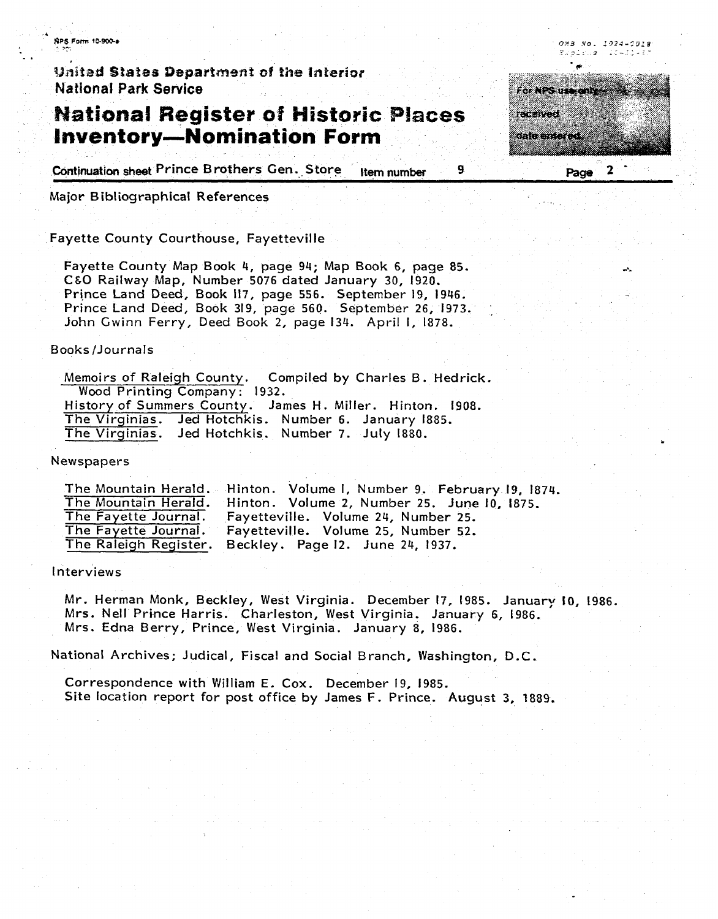United States Department of the Interior
National Park Service

# National Register of Historic Places Inventory—Nomination Form

Continuation sheet Prince Brothers Gen. Store    Item number 9    Page 2

## Major Bibliographical References

### Fayette County Courthouse, Fayetteville

Fayette County Map Book 4, page 94; Map Book 6, page 85.
C&O Railway Map, Number 5076 dated January 30, 1920.
Prince Land Deed, Book 117, page 556. September 19, 1946.
Prince Land Deed, Book 319, page 560. September 26, 1973.
John Gwinn Ferry, Deed Book 2, page 134. April 1, 1878.

### Books/Journals

Memoirs of Raleigh County. Compiled by Charles B. Hedrick. Wood Printing Company: 1932.
History of Summers County. James H. Miller. Hinton. 1908.
The Virginias. Jed Hotchkis. Number 6. January 1885.
The Virginias. Jed Hotchkis. Number 7. July 1880.

### Newspapers

The Mountain Herald. Hinton. Volume 1, Number 9. February 19, 1874.
The Mountain Herald. Hinton. Volume 2, Number 25. June 10, 1875.
The Fayette Journal. Fayetteville. Volume 24, Number 25.
The Fayette Journal. Fayetteville. Volume 25, Number 52.
The Raleigh Register. Beckley. Page 12. June 24, 1937.

### Interviews

Mr. Herman Monk, Beckley, West Virginia. December 17, 1985. January 10, 1986.
Mrs. Nell Prince Harris. Charleston, West Virginia. January 6, 1986.
Mrs. Edna Berry, Prince, West Virginia. January 8, 1986.

### National Archives; Judical, Fiscal and Social Branch, Washington, D.C.

Correspondence with William E. Cox. December 19, 1985.
Site location report for post office by James F. Prince. August 3, 1889.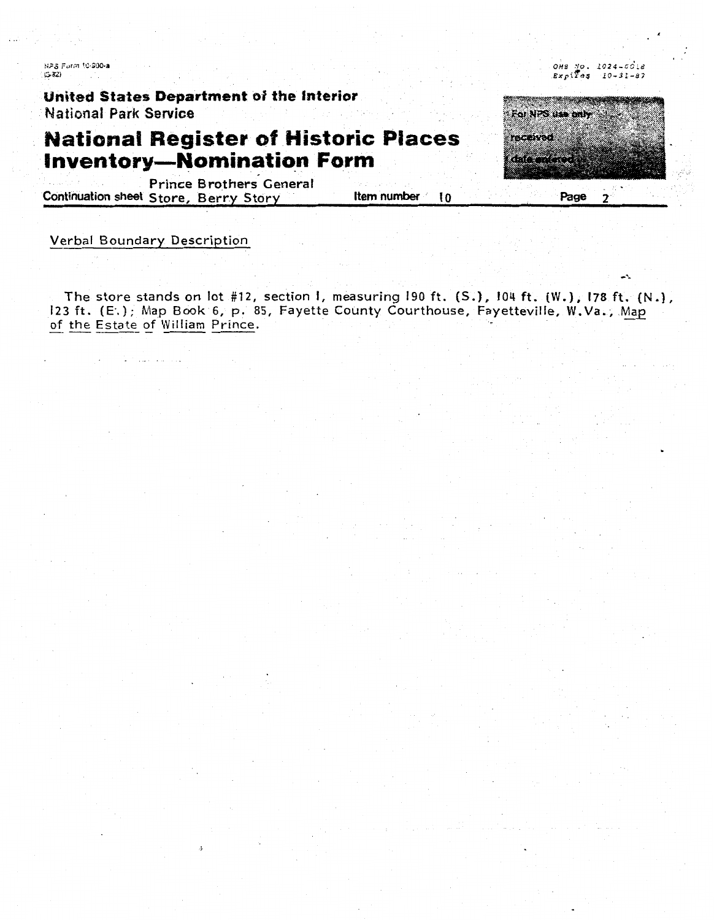United States Department of the Interior
National Park Service

# National Register of Historic Places Inventory—Nomination Form

Continuation sheet Prince Brothers General Store, Berry Story | Item number 10 | Page 2

## Verbal Boundary Description

The store stands on lot #12, section I, measuring 190 ft. (S.), 104 ft. (W.), 178 ft. (N.), 123 ft. (E.); Map Book 6, p. 85, Fayette County Courthouse, Fayetteville, W.Va., Map of the Estate of William Prince.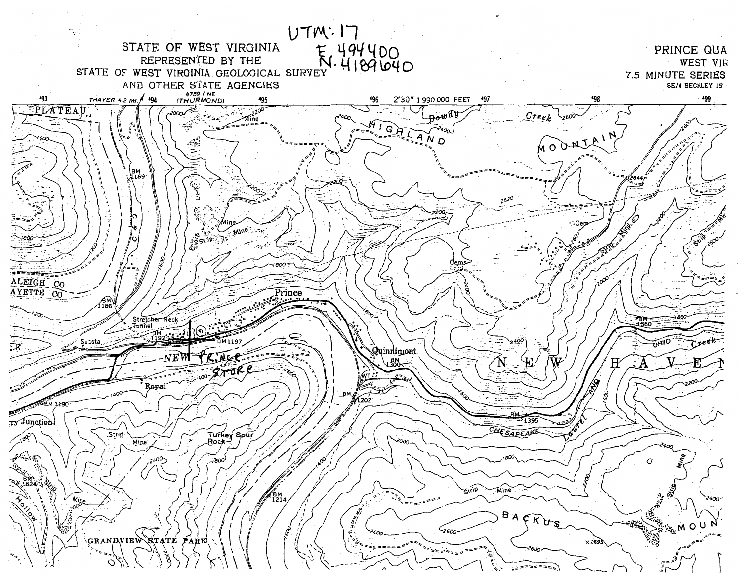UTM: 17
E. 494400
N. 4189640

STATE OF WEST VIRGINIA
REPRESENTED BY THE
STATE OF WEST VIRGINIA GEOLOGICAL SURVEY
AND OTHER STATE AGENCIES

PRINCE QUA
WEST VIR
7.5 MINUTE SERIES
SE/4 BECKLEY 15'

NEW PRINCE STORE